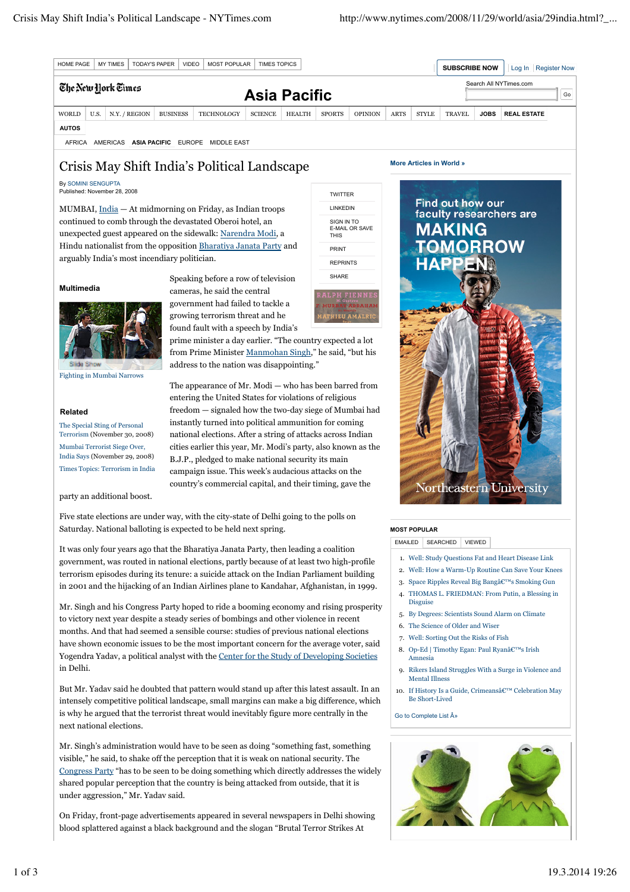# Crisis May Shift India's Political Landscape

By SOMINI SENGUPTA
Published: November 28, 2008

MUMBAI, India — At midmorning on Friday, as Indian troops continued to comb through the devastated Oberoi hotel, an unexpected guest appeared on the sidewalk: Narendra Modi, a Hindu nationalist from the opposition Bharatiya Janata Party and arguably India's most incendiary politician.

Speaking before a row of television cameras, he said the central government had failed to tackle a growing terrorism threat and he found fault with a speech by India's prime minister a day earlier. "The country expected a lot from Prime Minister Manmohan Singh," he said, "but his address to the nation was disappointing."

The appearance of Mr. Modi — who has been barred from entering the United States for violations of religious freedom — signaled how the two-day siege of Mumbai had instantly turned into political ammunition for coming national elections. After a string of attacks across Indian cities earlier this year, Mr. Modi's party, also known as the B.J.P., pledged to make national security its main campaign issue. This week's audacious attacks on the country's commercial capital, and their timing, gave the party an additional boost.

Five state elections are under way, with the city-state of Delhi going to the polls on Saturday. National balloting is expected to be held next spring.

It was only four years ago that the Bharatiya Janata Party, then leading a coalition government, was routed in national elections, partly because of at least two high-profile terrorism episodes during its tenure: a suicide attack on the Indian Parliament building in 2001 and the hijacking of an Indian Airlines plane to Kandahar, Afghanistan, in 1999.

Mr. Singh and his Congress Party hoped to ride a booming economy and rising prosperity to victory next year despite a steady series of bombings and other violence in recent months. And that had seemed a sensible course: studies of previous national elections have shown economic issues to be the most important concern for the average voter, said Yogendra Yadav, a political analyst with the Center for the Study of Developing Societies in Delhi.

But Mr. Yadav said he doubted that pattern would stand up after this latest assault. In an intensely competitive political landscape, small margins can make a big difference, which is why he argued that the terrorist threat would inevitably figure more centrally in the next national elections.

Mr. Singh's administration would have to be seen as doing "something fast, something visible," he said, to shake off the perception that it is weak on national security. The Congress Party "has to be seen to be doing something which directly addresses the widely shared popular perception that the country is being attacked from outside, that it is under aggression," Mr. Yadav said.

On Friday, front-page advertisements appeared in several newspapers in Delhi showing blood splattered against a black background and the slogan "Brutal Terror Strikes At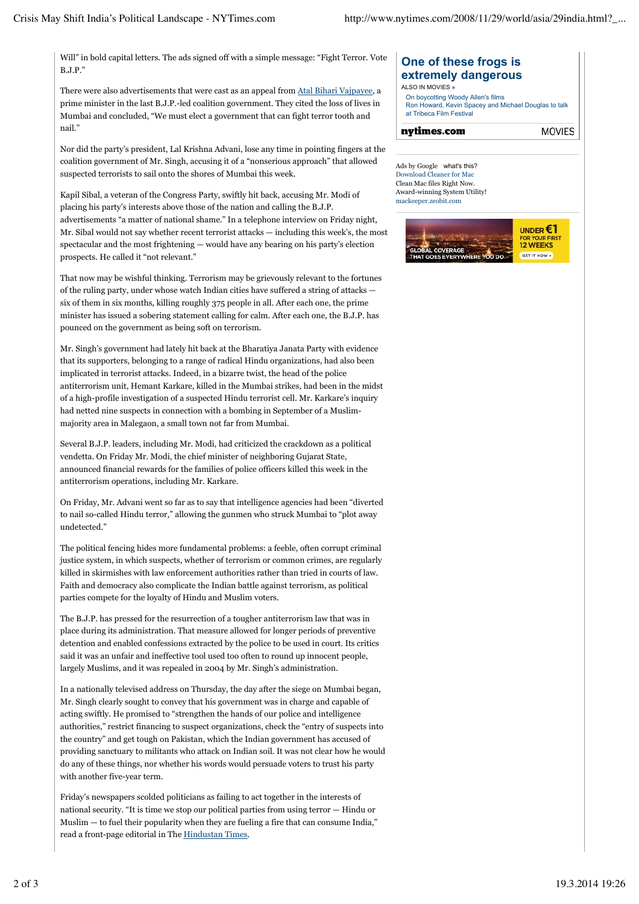Will" in bold capital letters. The ads signed off with a simple message: "Fight Terror. Vote B.J.P."

There were also advertisements that were cast as an appeal from Atal Bihari Vajpayee, a prime minister in the last B.J.P.-led coalition government. They cited the loss of lives in Mumbai and concluded, "We must elect a government that can fight terror tooth and nail."

Nor did the party's president, Lal Krishna Advani, lose any time in pointing fingers at the coalition government of Mr. Singh, accusing it of a "nonserious approach" that allowed suspected terrorists to sail onto the shores of Mumbai this week.

Kapil Sibal, a veteran of the Congress Party, swiftly hit back, accusing Mr. Modi of placing his party's interests above those of the nation and calling the B.J.P. advertisements "a matter of national shame." In a telephone interview on Friday night, Mr. Sibal would not say whether recent terrorist attacks — including this week's, the most spectacular and the most frightening — would have any bearing on his party's election prospects. He called it "not relevant."

That now may be wishful thinking. Terrorism may be grievously relevant to the fortunes of the ruling party, under whose watch Indian cities have suffered a string of attacks — six of them in six months, killing roughly 375 people in all. After each one, the prime minister has issued a sobering statement calling for calm. After each one, the B.J.P. has pounced on the government as being soft on terrorism.

Mr. Singh's government had lately hit back at the Bharatiya Janata Party with evidence that its supporters, belonging to a range of radical Hindu organizations, had also been implicated in terrorist attacks. Indeed, in a bizarre twist, the head of the police antiterrorism unit, Hemant Karkare, killed in the Mumbai strikes, had been in the midst of a high-profile investigation of a suspected Hindu terrorist cell. Mr. Karkare's inquiry had netted nine suspects in connection with a bombing in September of a Muslim-majority area in Malegaon, a small town not far from Mumbai.

Several B.J.P. leaders, including Mr. Modi, had criticized the crackdown as a political vendetta. On Friday Mr. Modi, the chief minister of neighboring Gujarat State, announced financial rewards for the families of police officers killed this week in the antiterrorism operations, including Mr. Karkare.

On Friday, Mr. Advani went so far as to say that intelligence agencies had been "diverted to nail so-called Hindu terror," allowing the gunmen who struck Mumbai to "plot away undetected."

The political fencing hides more fundamental problems: a feeble, often corrupt criminal justice system, in which suspects, whether of terrorism or common crimes, are regularly killed in skirmishes with law enforcement authorities rather than tried in courts of law. Faith and democracy also complicate the Indian battle against terrorism, as political parties compete for the loyalty of Hindu and Muslim voters.

The B.J.P. has pressed for the resurrection of a tougher antiterrorism law that was in place during its administration. That measure allowed for longer periods of preventive detention and enabled confessions extracted by the police to be used in court. Its critics said it was an unfair and ineffective tool used too often to round up innocent people, largely Muslims, and it was repealed in 2004 by Mr. Singh's administration.

In a nationally televised address on Thursday, the day after the siege on Mumbai began, Mr. Singh clearly sought to convey that his government was in charge and capable of acting swiftly. He promised to "strengthen the hands of our police and intelligence authorities," restrict financing to suspect organizations, check the "entry of suspects into the country" and get tough on Pakistan, which the Indian government has accused of providing sanctuary to militants who attack on Indian soil. It was not clear how he would do any of these things, nor whether his words would persuade voters to trust his party with another five-year term.

Friday's newspapers scolded politicians as failing to act together in the interests of national security. "It is time we stop our political parties from using terror — Hindu or Muslim — to fuel their popularity when they are fueling a fire that can consume India," read a front-page editorial in The Hindustan Times.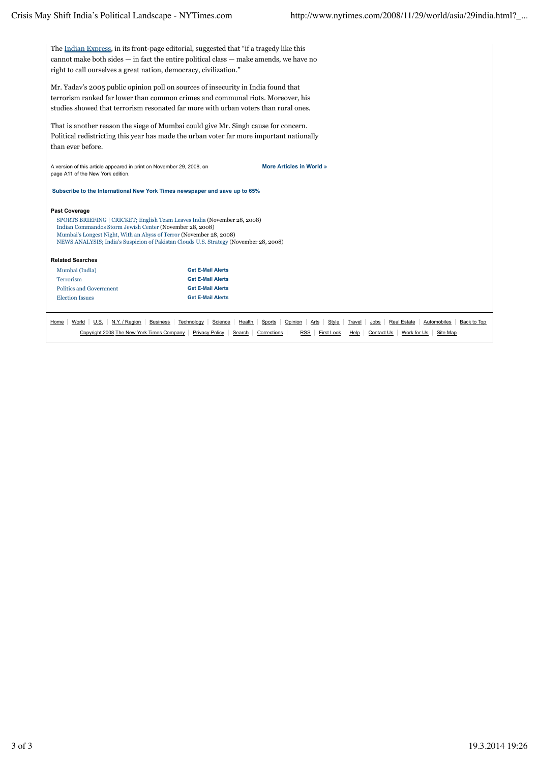The Indian Express, in its front-page editorial, suggested that "if a tragedy like this cannot make both sides — in fact the entire political class — make amends, we have no right to call ourselves a great nation, democracy, civilization."

Mr. Yadav's 2005 public opinion poll on sources of insecurity in India found that terrorism ranked far lower than common crimes and communal riots. Moreover, his studies showed that terrorism resonated far more with urban voters than rural ones.

That is another reason the siege of Mumbai could give Mr. Singh cause for concern. Political redistricting this year has made the urban voter far more important nationally than ever before.

A version of this article appeared in print on November 29, 2008, on page A11 of the New York edition.

More Articles in World »

Subscribe to the International New York Times newspaper and save up to 65%

**Past Coverage**

- SPORTS BRIEFING | CRICKET; English Team Leaves India (November 28, 2008)
- Indian Commandos Storm Jewish Center (November 28, 2008)
- Mumbai's Longest Night, With an Abyss of Terror (November 28, 2008)
- NEWS ANALYSIS; India's Suspicion of Pakistan Clouds U.S. Strategy (November 28, 2008)

**Related Searches**

| | |
|---|---|
| Mumbai (India) | Get E-Mail Alerts |
| Terrorism | Get E-Mail Alerts |
| Politics and Government | Get E-Mail Alerts |
| Election Issues | Get E-Mail Alerts |

Home | World | U.S. | N.Y. / Region | Business | Technology | Science | Health | Sports | Opinion | Arts | Style | Travel | Jobs | Real Estate | Automobiles | Back to Top

Copyright 2008 The New York Times Company | Privacy Policy | Search | Corrections | RSS | First Look | Help | Contact Us | Work for Us | Site Map